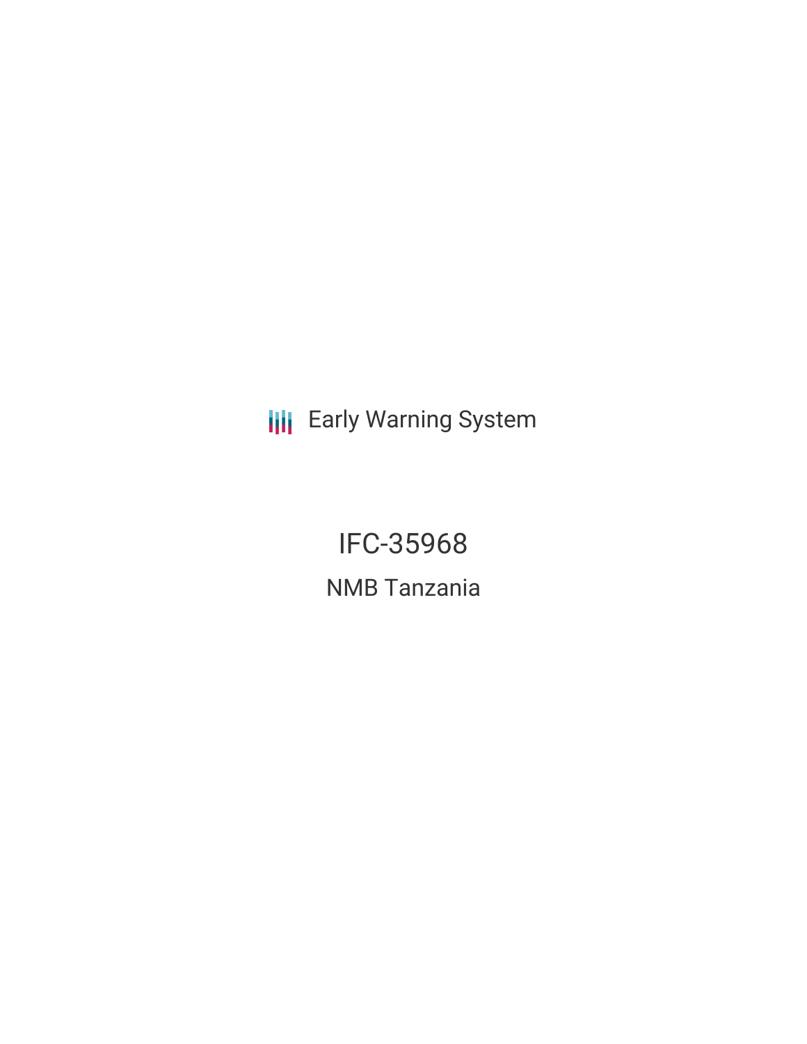Early Warning System

# IFC-35968

## NMB Tanzania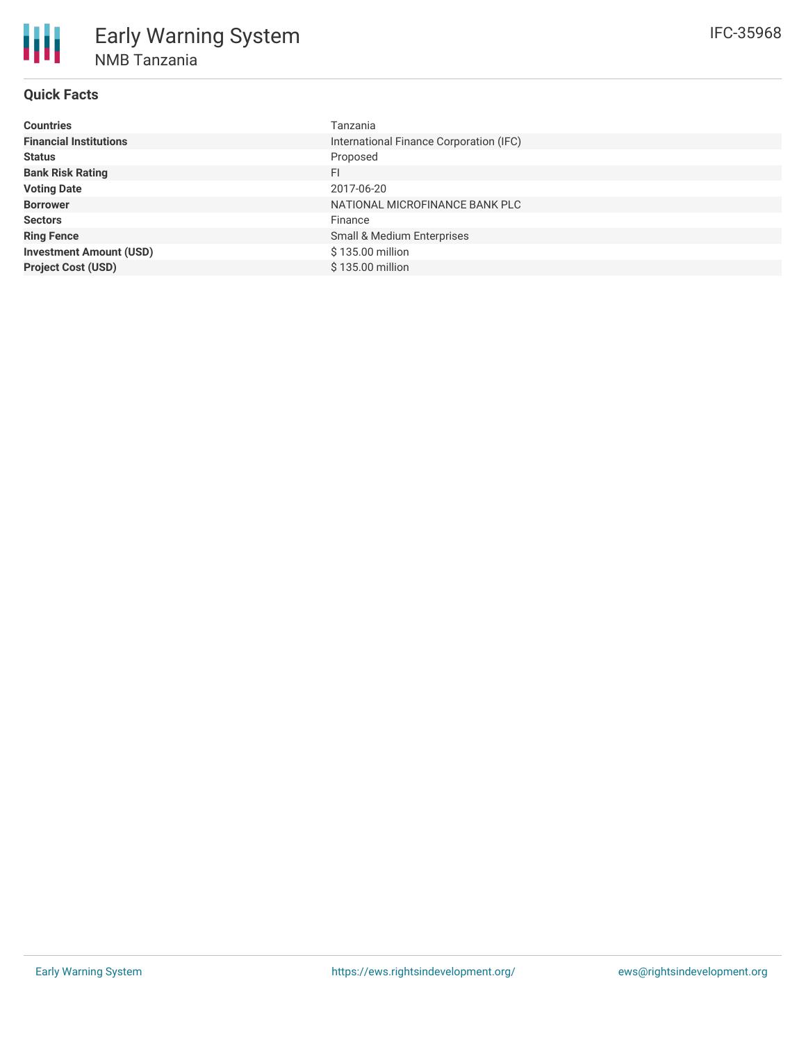# Early Warning System

## NMB Tanzania

IFC-35968

### Quick Facts

| | |
|---|---|
| **Countries** | Tanzania |
| **Financial Institutions** | International Finance Corporation (IFC) |
| **Status** | Proposed |
| **Bank Risk Rating** | FI |
| **Voting Date** | 2017-06-20 |
| **Borrower** | NATIONAL MICROFINANCE BANK PLC |
| **Sectors** | Finance |
| **Ring Fence** | Small & Medium Enterprises |
| **Investment Amount (USD)** | $ 135.00 million |
| **Project Cost (USD)** | $ 135.00 million |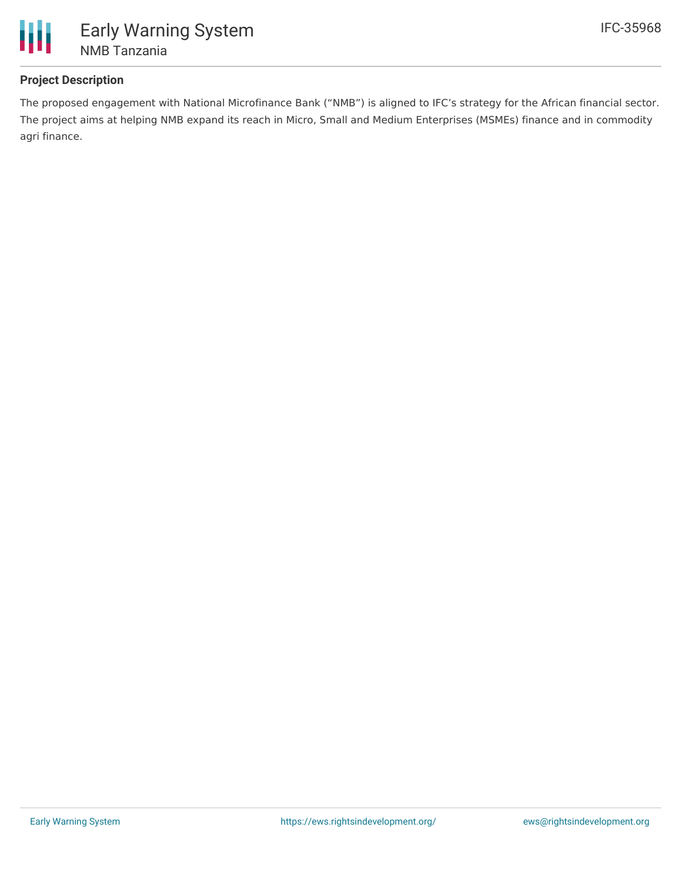## Project Description

The proposed engagement with National Microfinance Bank ("NMB") is aligned to IFC's strategy for the African financial sector. The project aims at helping NMB expand its reach in Micro, Small and Medium Enterprises (MSMEs) finance and in commodity agri finance.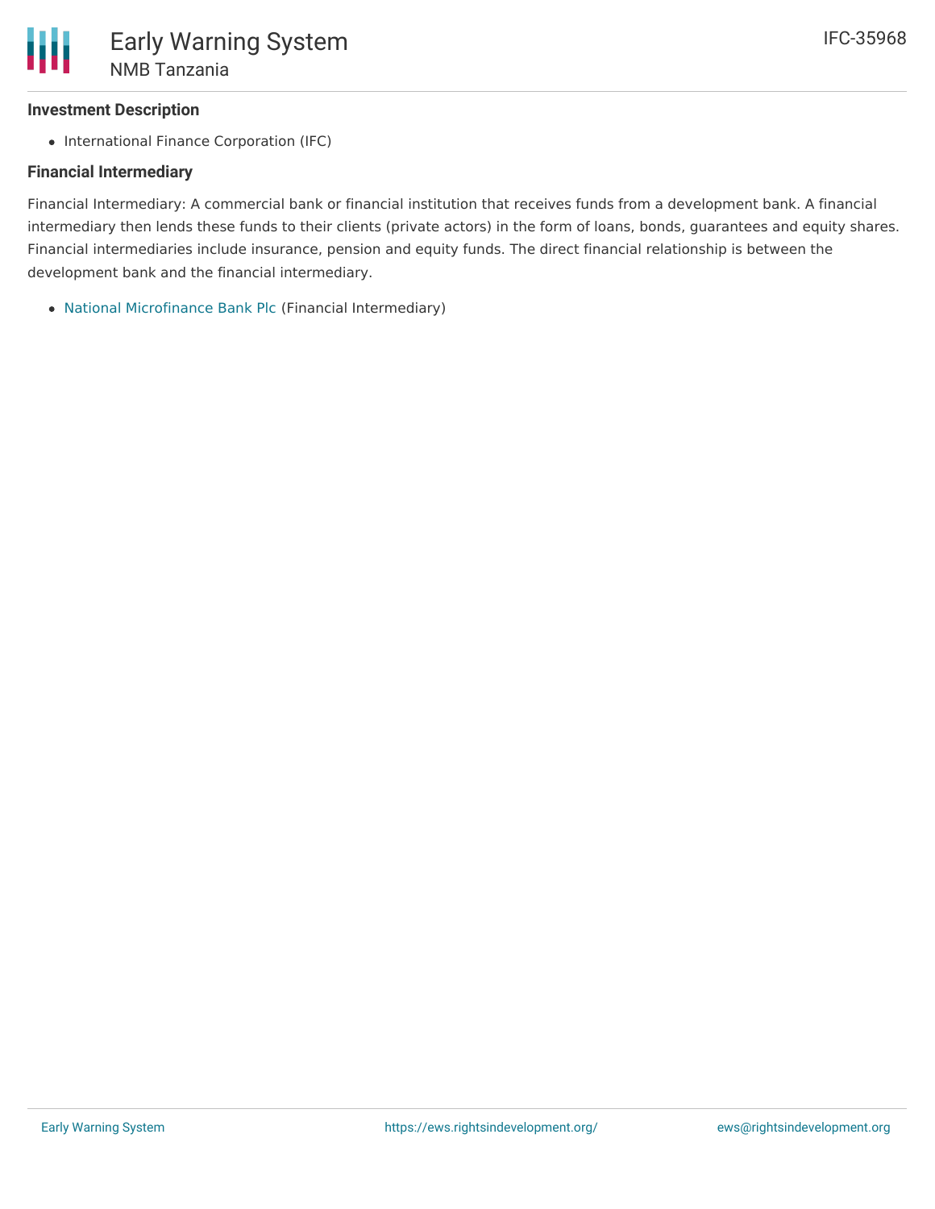### Investment Description

- International Finance Corporation (IFC)

### Financial Intermediary

Financial Intermediary: A commercial bank or financial institution that receives funds from a development bank. A financial intermediary then lends these funds to their clients (private actors) in the form of loans, bonds, guarantees and equity shares. Financial intermediaries include insurance, pension and equity funds. The direct financial relationship is between the development bank and the financial intermediary.

- National Microfinance Bank Plc (Financial Intermediary)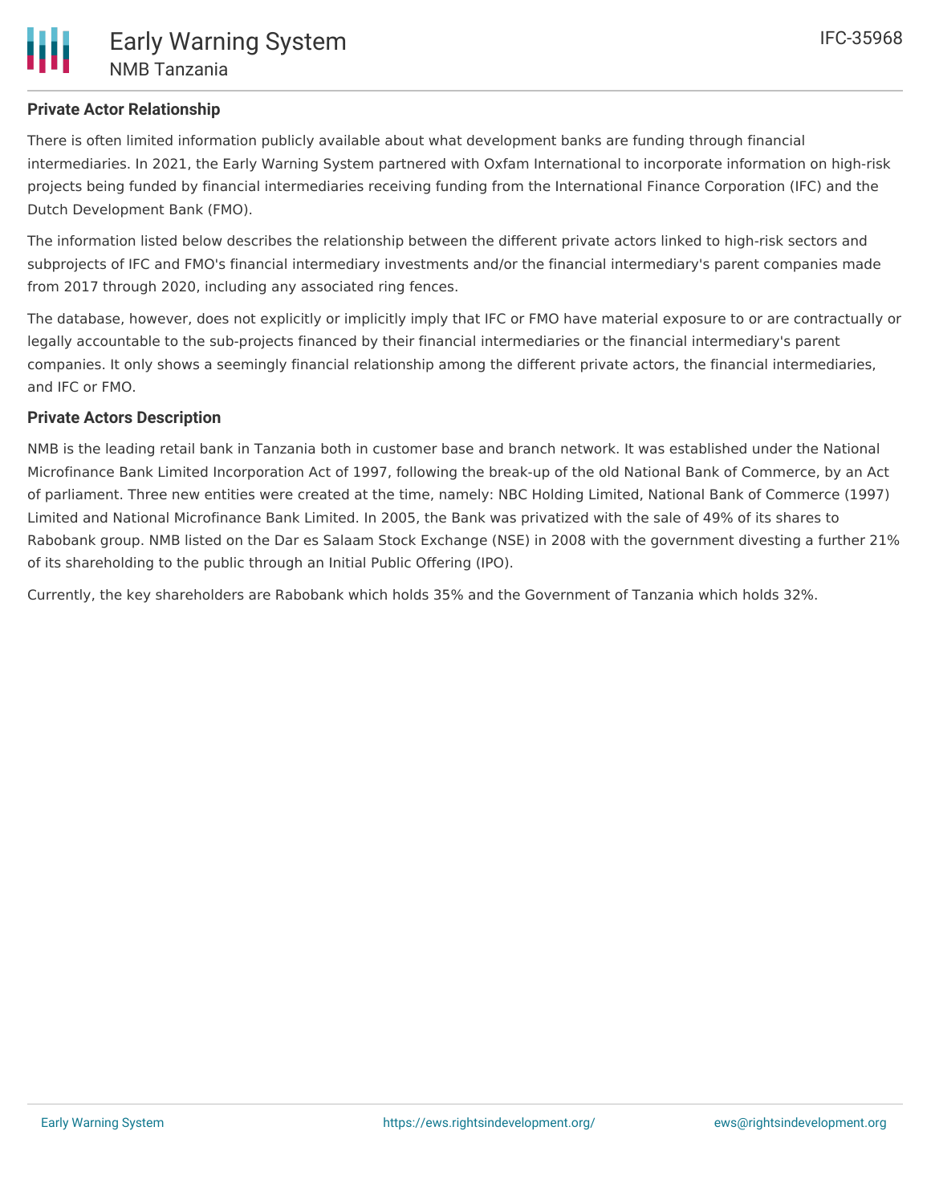### Private Actor Relationship

There is often limited information publicly available about what development banks are funding through financial intermediaries. In 2021, the Early Warning System partnered with Oxfam International to incorporate information on high-risk projects being funded by financial intermediaries receiving funding from the International Finance Corporation (IFC) and the Dutch Development Bank (FMO).

The information listed below describes the relationship between the different private actors linked to high-risk sectors and subprojects of IFC and FMO's financial intermediary investments and/or the financial intermediary's parent companies made from 2017 through 2020, including any associated ring fences.

The database, however, does not explicitly or implicitly imply that IFC or FMO have material exposure to or are contractually or legally accountable to the sub-projects financed by their financial intermediaries or the financial intermediary's parent companies. It only shows a seemingly financial relationship among the different private actors, the financial intermediaries, and IFC or FMO.

### Private Actors Description

NMB is the leading retail bank in Tanzania both in customer base and branch network. It was established under the National Microfinance Bank Limited Incorporation Act of 1997, following the break-up of the old National Bank of Commerce, by an Act of parliament. Three new entities were created at the time, namely: NBC Holding Limited, National Bank of Commerce (1997) Limited and National Microfinance Bank Limited. In 2005, the Bank was privatized with the sale of 49% of its shares to Rabobank group. NMB listed on the Dar es Salaam Stock Exchange (NSE) in 2008 with the government divesting a further 21% of its shareholding to the public through an Initial Public Offering (IPO).

Currently, the key shareholders are Rabobank which holds 35% and the Government of Tanzania which holds 32%.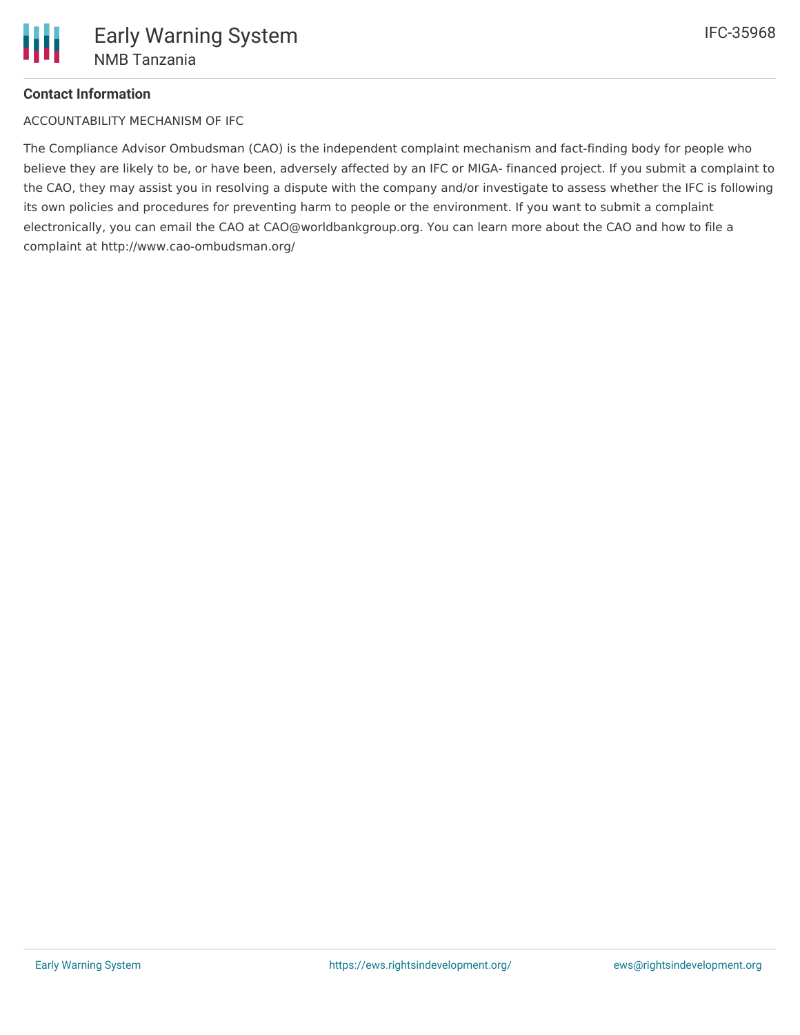**Contact Information**

ACCOUNTABILITY MECHANISM OF IFC

The Compliance Advisor Ombudsman (CAO) is the independent complaint mechanism and fact-finding body for people who believe they are likely to be, or have been, adversely affected by an IFC or MIGA- financed project. If you submit a complaint to the CAO, they may assist you in resolving a dispute with the company and/or investigate to assess whether the IFC is following its own policies and procedures for preventing harm to people or the environment. If you want to submit a complaint electronically, you can email the CAO at CAO@worldbankgroup.org. You can learn more about the CAO and how to file a complaint at http://www.cao-ombudsman.org/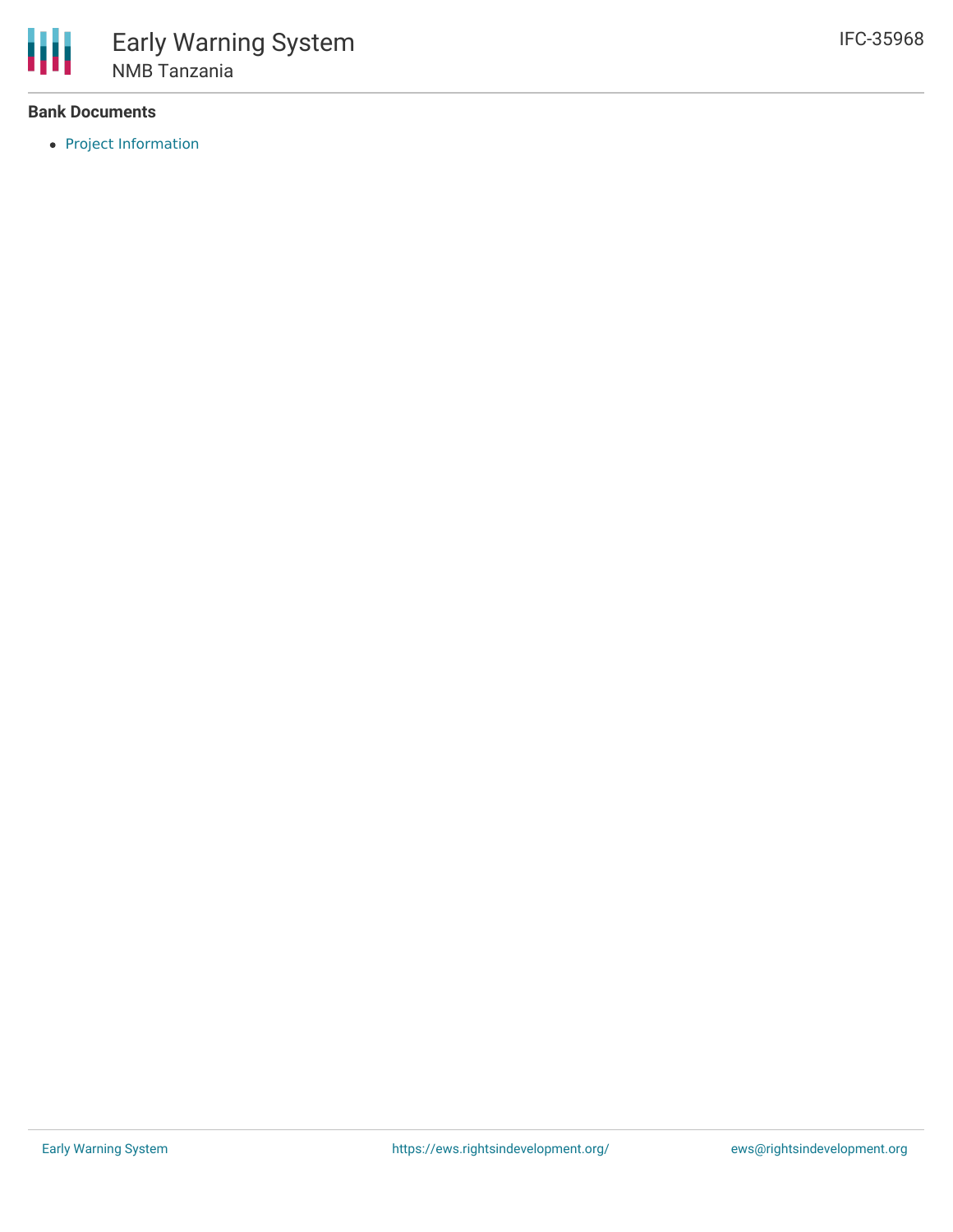**Bank Documents**

- Project Information